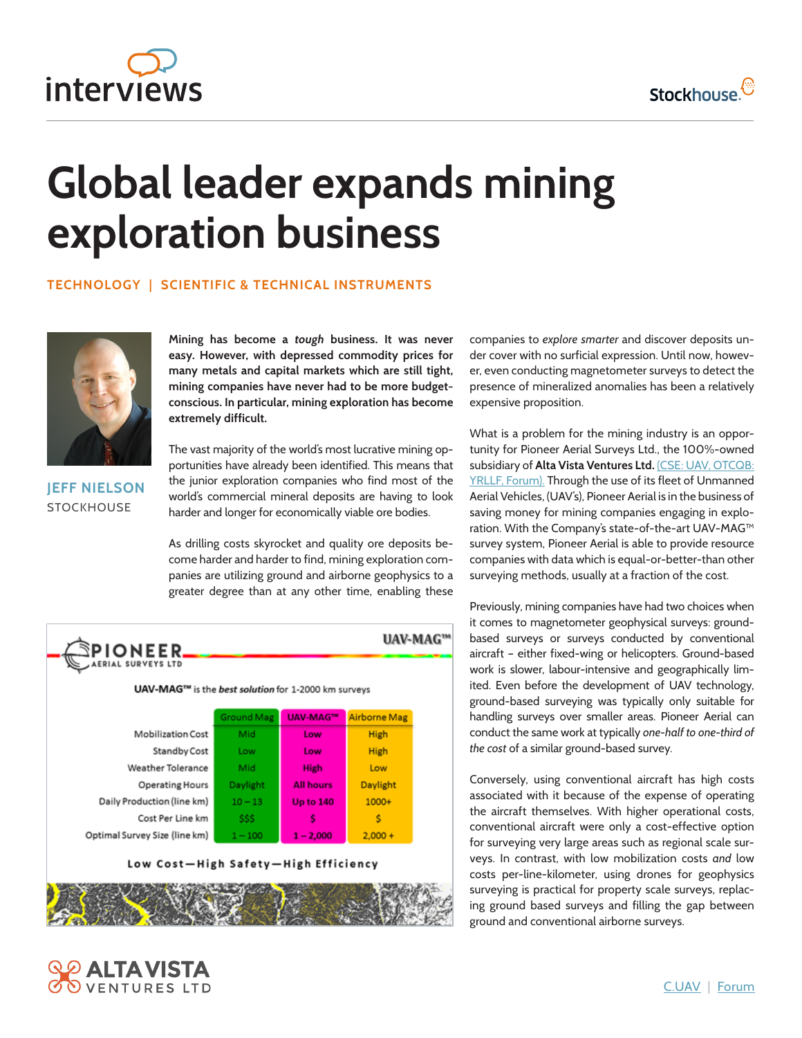# Global leader expands mining exploration business

**TECHNOLOGY | SCIENTIFIC & TECHNICAL INSTRUMENTS**

**JEFF NIELSON**
STOCKHOUSE

**Mining has become a *tough* business. It was never easy. However, with depressed commodity prices for many metals and capital markets which are still tight, mining companies have never had to be more budget-conscious. In particular, mining exploration has become extremely difficult.**

The vast majority of the world's most lucrative mining opportunities have already been identified. This means that the junior exploration companies who find most of the world's commercial mineral deposits are having to look harder and longer for economically viable ore bodies.

As drilling costs skyrocket and quality ore deposits become harder and harder to find, mining exploration companies are utilizing ground and airborne geophysics to a greater degree than at any other time, enabling these companies to *explore smarter* and discover deposits under cover with no surficial expression. Until now, however, even conducting magnetometer surveys to detect the presence of mineralized anomalies has been a relatively expensive proposition.

What is a problem for the mining industry is an opportunity for Pioneer Aerial Surveys Ltd., the 100%-owned subsidiary of **Alta Vista Ventures Ltd.** (CSE: UAV, OTCQB: YRLLF, Forum). Through the use of its fleet of Unmanned Aerial Vehicles, (UAV's), Pioneer Aerial is in the business of saving money for mining companies engaging in exploration. With the Company's state-of-the-art UAV-MAG™ survey system, Pioneer Aerial is able to provide resource companies with data which is equal-or-better-than other surveying methods, usually at a fraction of the cost.

PIONEER AERIAL SURVEYS LTD — UAV-MAG™

UAV-MAG™ is the ***best solution*** for 1-2000 km surveys

| | Ground Mag | UAV-MAG™ | Airborne Mag |
|---|---|---|---|
| Mobilization Cost | Mid | Low | High |
| Standby Cost | Low | Low | High |
| Weather Tolerance | Mid | High | Low |
| Operating Hours | Daylight | All hours | Daylight |
| Daily Production (line km) | 10 – 13 | Up to 140 | 1000+ |
| Cost Per Line km | $$$ | $ | $ |
| Optimal Survey Size (line km) | 1 – 100 | 1 – 2,000 | 2,000 + |

Low Cost—High Safety—High Efficiency

Previously, mining companies have had two choices when it comes to magnetometer geophysical surveys: ground-based surveys or surveys conducted by conventional aircraft – either fixed-wing or helicopters. Ground-based work is slower, labour-intensive and geographically limited. Even before the development of UAV technology, ground-based surveying was typically only suitable for handling surveys over smaller areas. Pioneer Aerial can conduct the same work at typically *one-half to one-third of the cost* of a similar ground-based survey.

Conversely, using conventional aircraft has high costs associated with it because of the expense of operating the aircraft themselves. With higher operational costs, conventional aircraft were only a cost-effective option for surveying very large areas such as regional scale surveys. In contrast, with low mobilization costs *and* low costs per-line-kilometer, using drones for geophysics surveying is practical for property scale surveys, replacing ground based surveys and filling the gap between ground and conventional airborne surveys.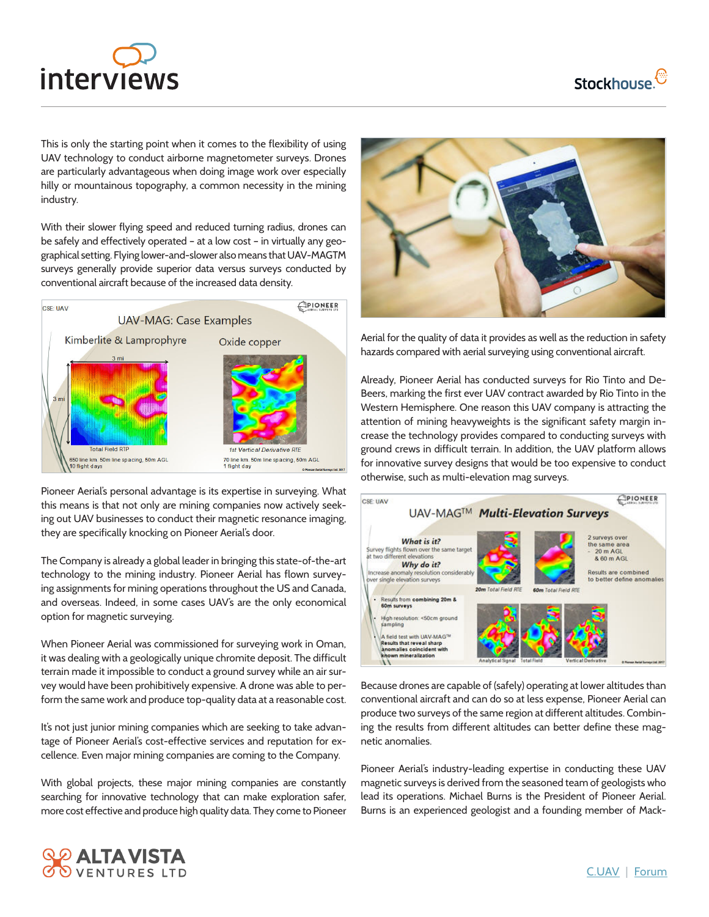This is only the starting point when it comes to the flexibility of using UAV technology to conduct airborne magnetometer surveys. Drones are particularly advantageous when doing image work over especially hilly or mountainous topography, a common necessity in the mining industry.

With their slower flying speed and reduced turning radius, drones can be safely and effectively operated – at a low cost – in virtually any geographical setting. Flying lower-and-slower also means that UAV-MAGTM surveys generally provide superior data versus surveys conducted by conventional aircraft because of the increased data density.

Pioneer Aerial's personal advantage is its expertise in surveying. What this means is that not only are mining companies now actively seeking out UAV businesses to conduct their magnetic resonance imaging, they are specifically knocking on Pioneer Aerial's door.

The Company is already a global leader in bringing this state-of-the-art technology to the mining industry. Pioneer Aerial has flown surveying assignments for mining operations throughout the US and Canada, and overseas. Indeed, in some cases UAV's are the only economical option for magnetic surveying.

When Pioneer Aerial was commissioned for surveying work in Oman, it was dealing with a geologically unique chromite deposit. The difficult terrain made it impossible to conduct a ground survey while an air survey would have been prohibitively expensive. A drone was able to perform the same work and produce top-quality data at a reasonable cost.

It's not just junior mining companies which are seeking to take advantage of Pioneer Aerial's cost-effective services and reputation for excellence. Even major mining companies are coming to the Company.

With global projects, these major mining companies are constantly searching for innovative technology that can make exploration safer, more cost effective and produce high quality data. They come to Pioneer Aerial for the quality of data it provides as well as the reduction in safety hazards compared with aerial surveying using conventional aircraft.

Already, Pioneer Aerial has conducted surveys for Rio Tinto and DeBeers, marking the first ever UAV contract awarded by Rio Tinto in the Western Hemisphere. One reason this UAV company is attracting the attention of mining heavyweights is the significant safety margin increase the technology provides compared to conducting surveys with ground crews in difficult terrain. In addition, the UAV platform allows for innovative survey designs that would be too expensive to conduct otherwise, such as multi-elevation mag surveys.

Because drones are capable of (safely) operating at lower altitudes than conventional aircraft and can do so at less expense, Pioneer Aerial can produce two surveys of the same region at different altitudes. Combining the results from different altitudes can better define these magnetic anomalies.

Pioneer Aerial's industry-leading expertise in conducting these UAV magnetic surveys is derived from the seasoned team of geologists who lead its operations. Michael Burns is the President of Pioneer Aerial. Burns is an experienced geologist and a founding member of Mack-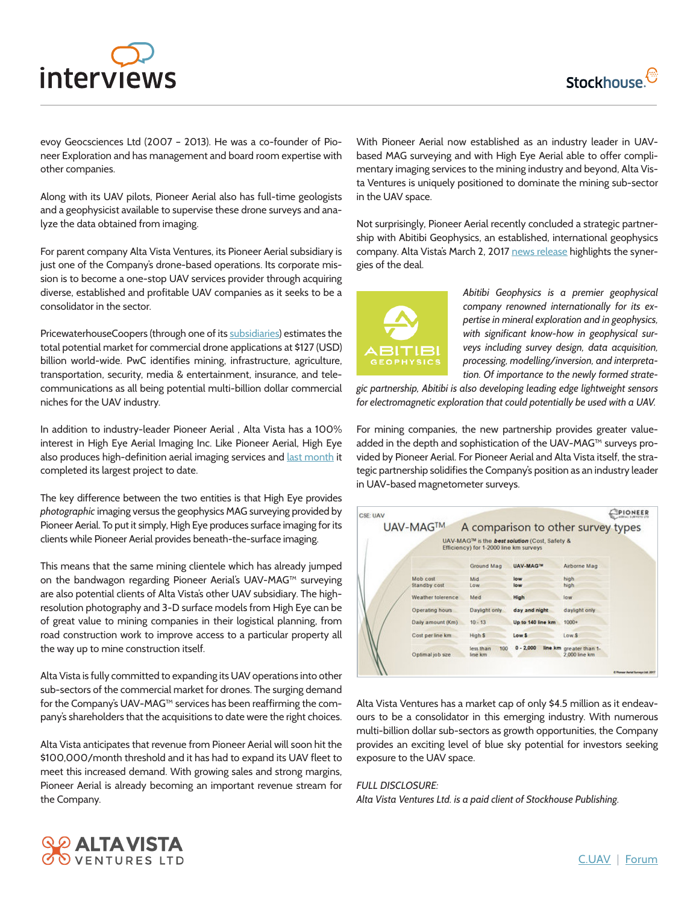evoy Geocsciences Ltd (2007 – 2013). He was a co-founder of Pioneer Exploration and has management and board room expertise with other companies.

Along with its UAV pilots, Pioneer Aerial also has full-time geologists and a geophysicist available to supervise these drone surveys and analyze the data obtained from imaging.

For parent company Alta Vista Ventures, its Pioneer Aerial subsidiary is just one of the Company's drone-based operations. Its corporate mission is to become a one-stop UAV services provider through acquiring diverse, established and profitable UAV companies as it seeks to be a consolidator in the sector.

PricewaterhouseCoopers (through one of its subsidiaries) estimates the total potential market for commercial drone applications at $127 (USD) billion world-wide. PwC identifies mining, infrastructure, agriculture, transportation, security, media & entertainment, insurance, and telecommunications as all being potential multi-billion dollar commercial niches for the UAV industry.

In addition to industry-leader Pioneer Aerial , Alta Vista has a 100% interest in High Eye Aerial Imaging Inc. Like Pioneer Aerial, High Eye also produces high-definition aerial imaging services and last month it completed its largest project to date.

The key difference between the two entities is that High Eye provides *photographic* imaging versus the geophysics MAG surveying provided by Pioneer Aerial. To put it simply, High Eye produces surface imaging for its clients while Pioneer Aerial provides beneath-the-surface imaging.

This means that the same mining clientele which has already jumped on the bandwagon regarding Pioneer Aerial's UAV-MAG™ surveying are also potential clients of Alta Vista's other UAV subsidiary. The high-resolution photography and 3-D surface models from High Eye can be of great value to mining companies in their logistical planning, from road construction work to improve access to a particular property all the way up to mine construction itself.

Alta Vista is fully committed to expanding its UAV operations into other sub-sectors of the commercial market for drones. The surging demand for the Company's UAV-MAG™ services has been reaffirming the company's shareholders that the acquisitions to date were the right choices.

Alta Vista anticipates that revenue from Pioneer Aerial will soon hit the $100,000/month threshold and it has had to expand its UAV fleet to meet this increased demand. With growing sales and strong margins, Pioneer Aerial is already becoming an important revenue stream for the Company.

With Pioneer Aerial now established as an industry leader in UAV-based MAG surveying and with High Eye Aerial able to offer complimentary imaging services to the mining industry and beyond, Alta Vista Ventures is uniquely positioned to dominate the mining sub-sector in the UAV space.

Not surprisingly, Pioneer Aerial recently concluded a strategic partnership with Abitibi Geophysics, an established, international geophysics company. Alta Vista's March 2, 2017 news release highlights the synergies of the deal.

*Abitibi Geophysics is a premier geophysical company renowned internationally for its expertise in mineral exploration and in geophysics, with significant know-how in geophysical surveys including survey design, data acquisition, processing, modelling/inversion, and interpretation. Of importance to the newly formed strategic partnership, Abitibi is also developing leading edge lightweight sensors for electromagnetic exploration that could potentially be used with a UAV.*

For mining companies, the new partnership provides greater value-added in the depth and sophistication of the UAV-MAG™ surveys provided by Pioneer Aerial. For Pioneer Aerial and Alta Vista itself, the strategic partnership solidifies the Company's position as an industry leader in UAV-based magnetometer surveys.

CSE: UAV

**UAV-MAG™ A comparison to other survey types**

UAV-MAG™ is the ***best solution*** (Cost, Safety & Efficiency) for 1-2000 line km surveys

| | Ground Mag | UAV-MAG™ | Airborne Mag |
|---|---|---|---|
| Mob cost<br>Standby cost | Mid<br>Low | **low**<br>**low** | high<br>high |
| Weather tolerence | Med | **High** | low |
| Operating hours | Daylight only | **day and night** | daylight only |
| Daily amount (Km) | 10 - 13 | **Up to 140 line km** | 1000+ |
| Cost per line km | High $ | **Low $** | Low $ |
| Optimal job size | less than 100 line km | **0 - 2,000 line km** | greater than 1-2,000 line km |

© Pioneer Aerial Surveys Ltd. 2017

Alta Vista Ventures has a market cap of only $4.5 million as it endeavours to be a consolidator in this emerging industry. With numerous multi-billion dollar sub-sectors as growth opportunities, the Company provides an exciting level of blue sky potential for investors seeking exposure to the UAV space.

*FULL DISCLOSURE:*
*Alta Vista Ventures Ltd. is a paid client of Stockhouse Publishing.*

C.UAV | Forum